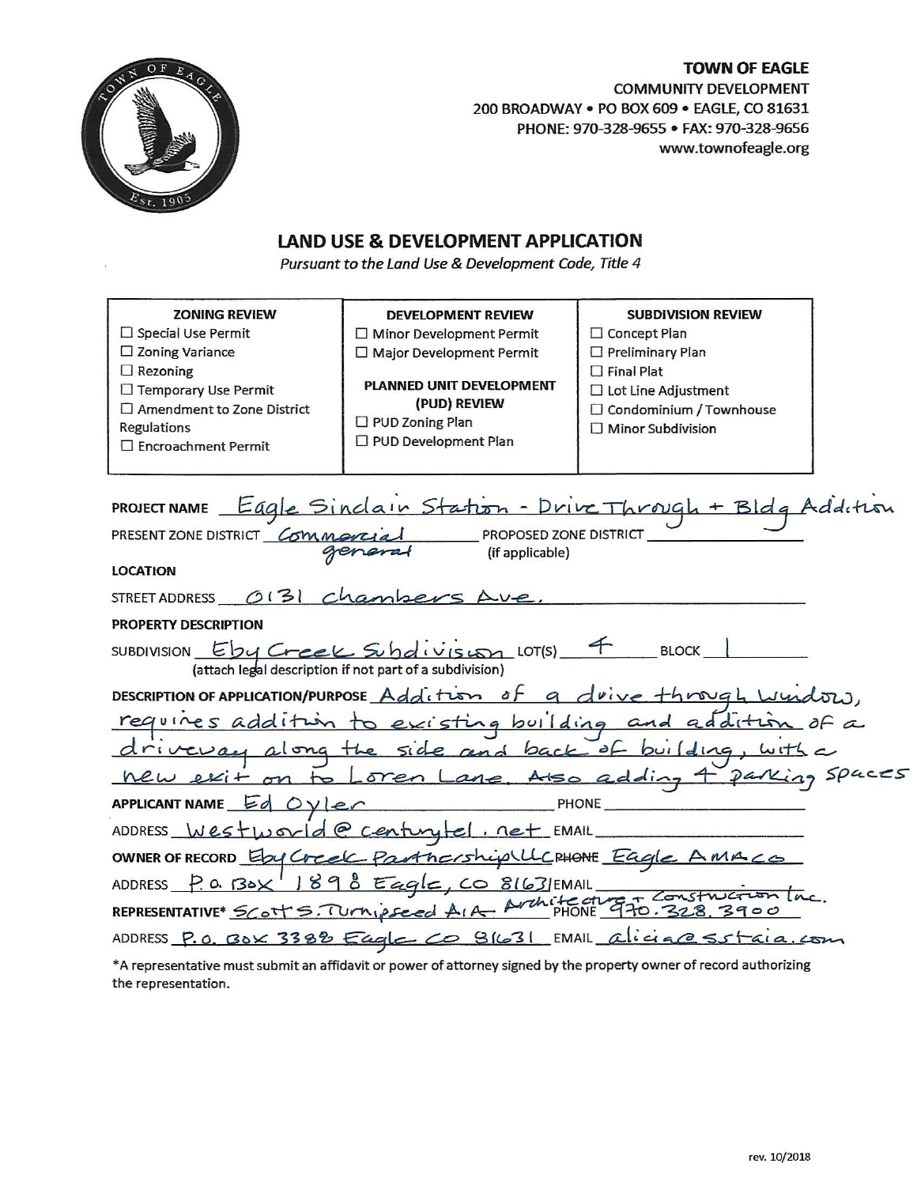**TOWN OF EAGLE**
COMMUNITY DEVELOPMENT
200 BROADWAY • PO BOX 609 • EAGLE, CO 81631
PHONE: 970-328-9655 • FAX: 970-328-9656
www.townofeagle.org

# LAND USE & DEVELOPMENT APPLICATION

*Pursuant to the Land Use & Development Code, Title 4*

| ZONING REVIEW | DEVELOPMENT REVIEW | SUBDIVISION REVIEW |
|---|---|---|
| ☐ Special Use Permit | ☐ Minor Development Permit | ☐ Concept Plan |
| ☐ Zoning Variance | ☐ Major Development Permit | ☐ Preliminary Plan |
| ☐ Rezoning | **PLANNED UNIT DEVELOPMENT (PUD) REVIEW** | ☐ Final Plat |
| ☐ Temporary Use Permit | ☐ PUD Zoning Plan | ☐ Lot Line Adjustment |
| ☐ Amendment to Zone District Regulations | ☐ PUD Development Plan | ☐ Condominium / Townhouse |
| ☐ Encroachment Permit | | ☐ Minor Subdivision |

**PROJECT NAME** Eagle Sinclair Station - Drive Through + Bldg Addition

**PRESENT ZONE DISTRICT** Commercial general **PROPOSED ZONE DISTRICT** ______ (if applicable)

**LOCATION**

**STREET ADDRESS** 0131 Chambers Ave.

**PROPERTY DESCRIPTION**

**SUBDIVISION** Eby Creek Subdivision **LOT(S)** 4 **BLOCK** 1
(attach legal description if not part of a subdivision)

**DESCRIPTION OF APPLICATION/PURPOSE** Addition of a drive through window, requires addition to existing building and addition of a driveway along the side and back of building, with a new exit on to Loren Lane. Also adding 4 parking spaces

**APPLICANT NAME** Ed Oyler **PHONE** ______

**ADDRESS** westworld@centurytel.net **EMAIL** ______

**OWNER OF RECORD** Eby Creek Partnership LLC **PHONE** Eagle AMACO

**ADDRESS** P.O. Box 1898 Eagle, CO 81631 **EMAIL** ______

**REPRESENTATIVE*** Scott S. Turnipseed AIA Architecture + Construction Inc. **PHONE** 970.328.3900

**ADDRESS** P.O. Box 3388 Eagle CO 81631 **EMAIL** alicia@sstaia.com

*A representative must submit an affidavit or power of attorney signed by the property owner of record authorizing the representation.

rev. 10/2018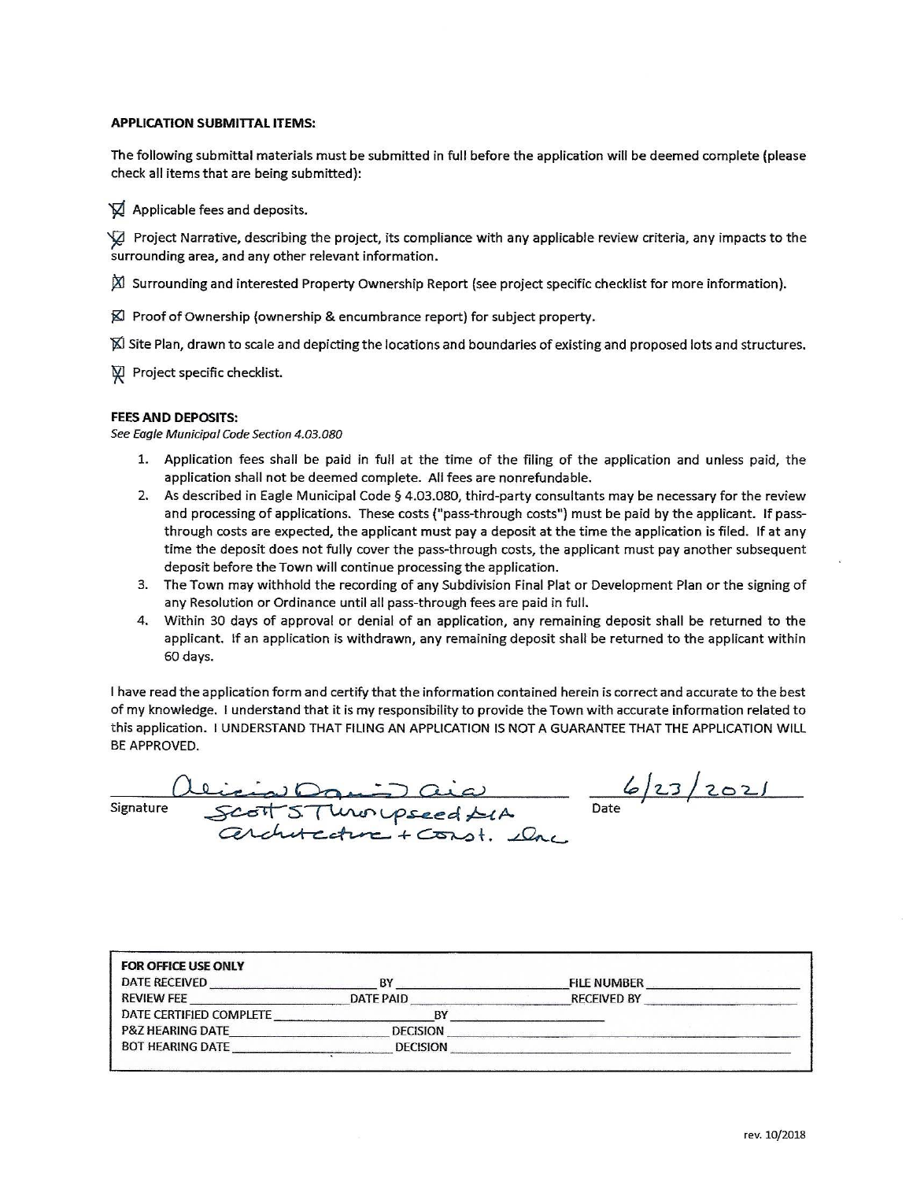**APPLICATION SUBMITTAL ITEMS:**

The following submittal materials must be submitted in full before the application will be deemed complete (please check all items that are being submitted):

☒ Applicable fees and deposits.

☒ Project Narrative, describing the project, its compliance with any applicable review criteria, any impacts to the surrounding area, and any other relevant information.

☒ Surrounding and interested Property Ownership Report (see project specific checklist for more information).

☒ Proof of Ownership (ownership & encumbrance report) for subject property.

☒ Site Plan, drawn to scale and depicting the locations and boundaries of existing and proposed lots and structures.

☒ Project specific checklist.

**FEES AND DEPOSITS:**

*See Eagle Municipal Code Section 4.03.080*

1. Application fees shall be paid in full at the time of the filing of the application and unless paid, the application shall not be deemed complete. All fees are nonrefundable.
2. As described in Eagle Municipal Code § 4.03.080, third-party consultants may be necessary for the review and processing of applications. These costs ("pass-through costs") must be paid by the applicant. If pass-through costs are expected, the applicant must pay a deposit at the time the application is filed. If at any time the deposit does not fully cover the pass-through costs, the applicant must pay another subsequent deposit before the Town will continue processing the application.
3. The Town may withhold the recording of any Subdivision Final Plat or Development Plan or the signing of any Resolution or Ordinance until all pass-through fees are paid in full.
4. Within 30 days of approval or denial of an application, any remaining deposit shall be returned to the applicant. If an application is withdrawn, any remaining deposit shall be returned to the applicant within 60 days.

I have read the application form and certify that the information contained herein is correct and accurate to the best of my knowledge. I understand that it is my responsibility to provide the Town with accurate information related to this application. I UNDERSTAND THAT FILING AN APPLICATION IS NOT A GUARANTEE THAT THE APPLICATION WILL BE APPROVED.

Signature: Alicia Davis aia / Scott S Thorupseed AIA Architecture + Const. Inc

Date: 6/23/2021

| FOR OFFICE USE ONLY | | | |
|---|---|---|---|
| DATE RECEIVED ______ | BY ______ | FILE NUMBER ______ | |
| REVIEW FEE ______ | DATE PAID ______ | RECEIVED BY ______ | |
| DATE CERTIFIED COMPLETE ______ | BY ______ | | |
| P&Z HEARING DATE ______ | DECISION ______ | | |
| BOT HEARING DATE ______ | DECISION ______ | | |

rev. 10/2018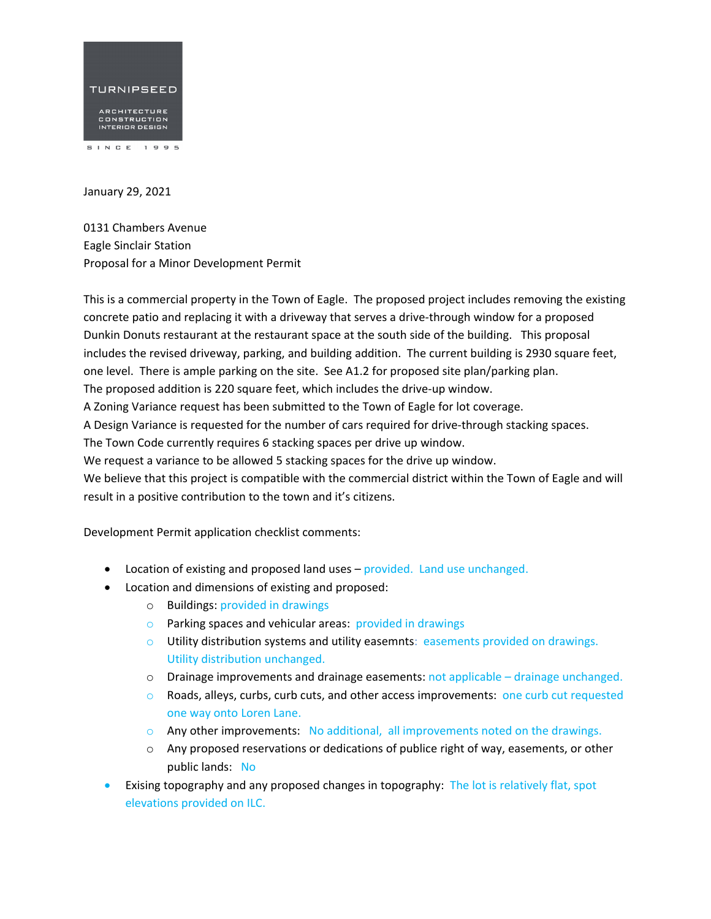TURNIPSEED

ARCHITECTURE
CONSTRUCTION
INTERIOR DESIGN

SINCE 1995

January 29, 2021

0131 Chambers Avenue
Eagle Sinclair Station
Proposal for a Minor Development Permit

This is a commercial property in the Town of Eagle. The proposed project includes removing the existing concrete patio and replacing it with a driveway that serves a drive-through window for a proposed Dunkin Donuts restaurant at the restaurant space at the south side of the building. This proposal includes the revised driveway, parking, and building addition. The current building is 2930 square feet, one level. There is ample parking on the site. See A1.2 for proposed site plan/parking plan.
The proposed addition is 220 square feet, which includes the drive-up window.
A Zoning Variance request has been submitted to the Town of Eagle for lot coverage.
A Design Variance is requested for the number of cars required for drive-through stacking spaces.
The Town Code currently requires 6 stacking spaces per drive up window.
We request a variance to be allowed 5 stacking spaces for the drive up window.
We believe that this project is compatible with the commercial district within the Town of Eagle and will result in a positive contribution to the town and it's citizens.

Development Permit application checklist comments:

- Location of existing and proposed land uses – provided. Land use unchanged.
- Location and dimensions of existing and proposed:
  - Buildings: provided in drawings
  - Parking spaces and vehicular areas: provided in drawings
  - Utility distribution systems and utility easemnts: easements provided on drawings. Utility distribution unchanged.
  - Drainage improvements and drainage easements: not applicable – drainage unchanged.
  - Roads, alleys, curbs, curb cuts, and other access improvements: one curb cut requested one way onto Loren Lane.
  - Any other improvements: No additional, all improvements noted on the drawings.
  - Any proposed reservations or dedications of publice right of way, easements, or other public lands: No
- Exising topography and any proposed changes in topography: The lot is relatively flat, spot elevations provided on ILC.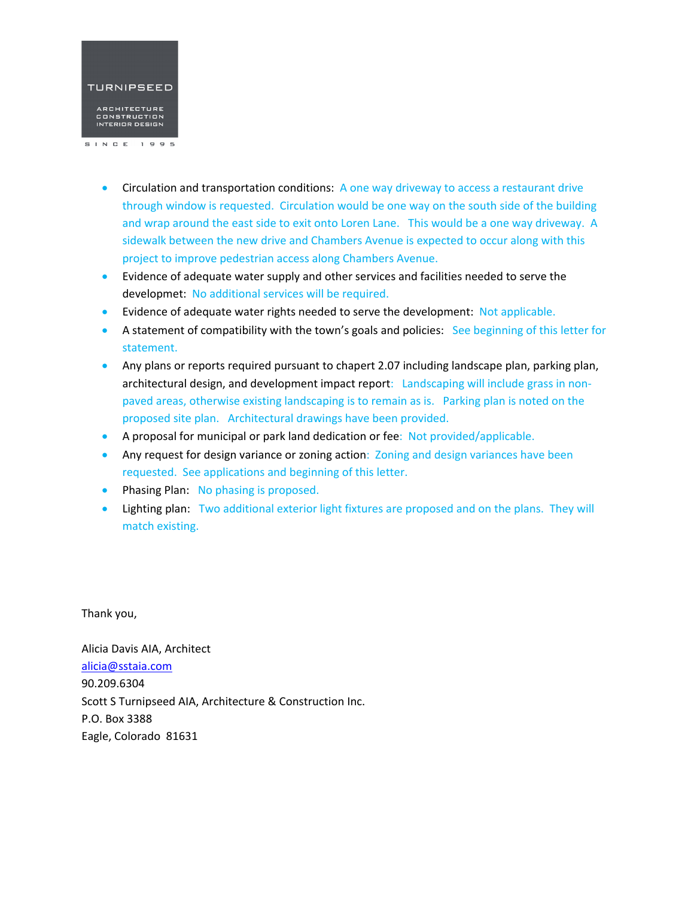- Circulation and transportation conditions: A one way driveway to access a restaurant drive through window is requested. Circulation would be one way on the south side of the building and wrap around the east side to exit onto Loren Lane. This would be a one way driveway. A sidewalk between the new drive and Chambers Avenue is expected to occur along with this project to improve pedestrian access along Chambers Avenue.
- Evidence of adequate water supply and other services and facilities needed to serve the developmet: No additional services will be required.
- Evidence of adequate water rights needed to serve the development: Not applicable.
- A statement of compatibility with the town's goals and policies: See beginning of this letter for statement.
- Any plans or reports required pursuant to chapert 2.07 including landscape plan, parking plan, architectural design, and development impact report: Landscaping will include grass in non-paved areas, otherwise existing landscaping is to remain as is. Parking plan is noted on the proposed site plan. Architectural drawings have been provided.
- A proposal for municipal or park land dedication or fee: Not provided/applicable.
- Any request for design variance or zoning action: Zoning and design variances have been requested. See applications and beginning of this letter.
- Phasing Plan: No phasing is proposed.
- Lighting plan: Two additional exterior light fixtures are proposed and on the plans. They will match existing.

Thank you,

Alicia Davis AIA, Architect
alicia@sstaia.com
90.209.6304
Scott S Turnipseed AIA, Architecture & Construction Inc.
P.O. Box 3388
Eagle, Colorado 81631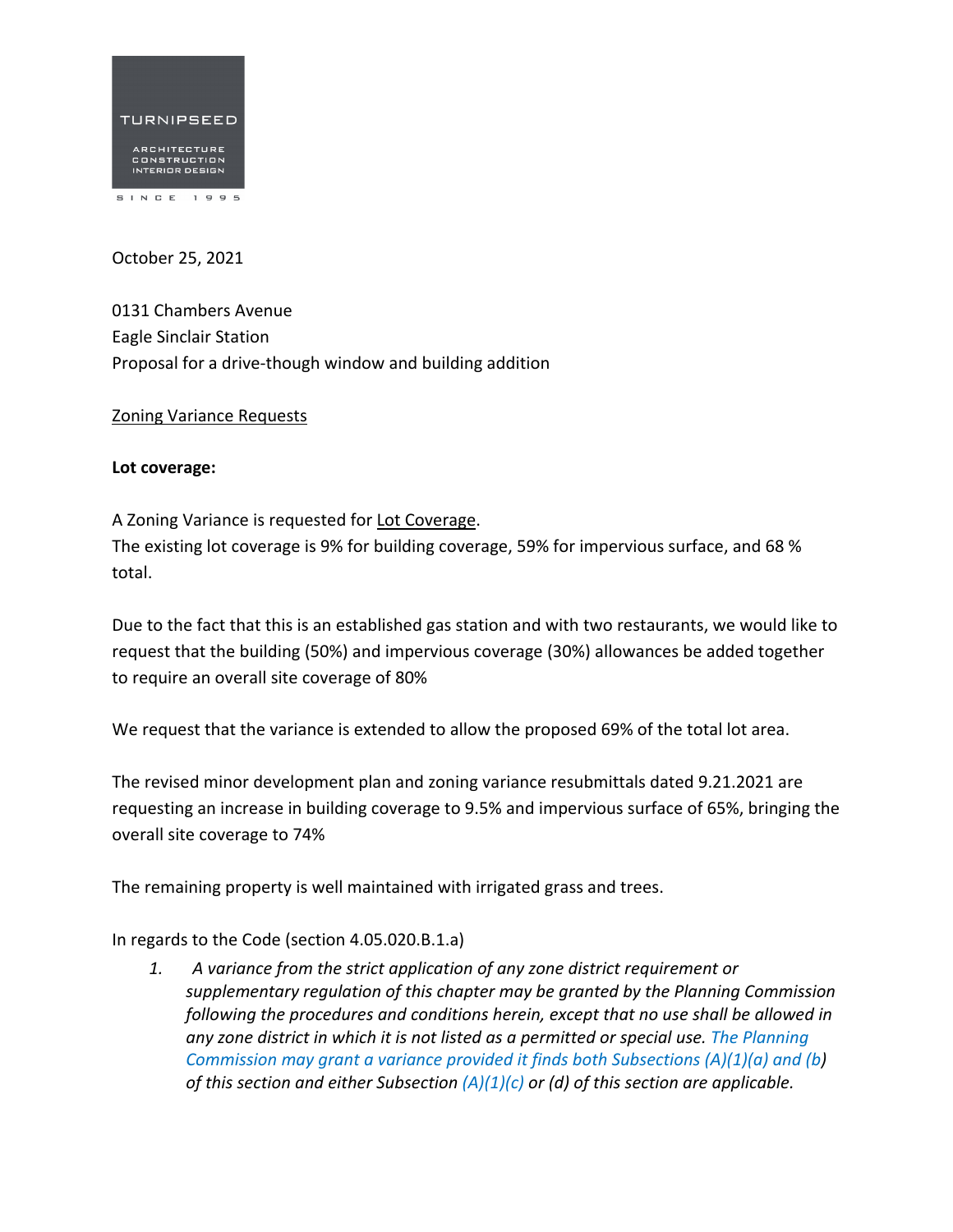TURNIPSEED

ARCHITECTURE
CONSTRUCTION
INTERIOR DESIGN

SINCE 1995

October 25, 2021

0131 Chambers Avenue
Eagle Sinclair Station
Proposal for a drive-though window and building addition

Zoning Variance Requests

**Lot coverage:**

A Zoning Variance is requested for Lot Coverage.
The existing lot coverage is 9% for building coverage, 59% for impervious surface, and 68 % total.

Due to the fact that this is an established gas station and with two restaurants, we would like to request that the building (50%) and impervious coverage (30%) allowances be added together to require an overall site coverage of 80%

We request that the variance is extended to allow the proposed 69% of the total lot area.

The revised minor development plan and zoning variance resubmittals dated 9.21.2021 are requesting an increase in building coverage to 9.5% and impervious surface of 65%, bringing the overall site coverage to 74%

The remaining property is well maintained with irrigated grass and trees.

In regards to the Code (section 4.05.020.B.1.a)

1. *A variance from the strict application of any zone district requirement or supplementary regulation of this chapter may be granted by the Planning Commission following the procedures and conditions herein, except that no use shall be allowed in any zone district in which it is not listed as a permitted or special use. The Planning Commission may grant a variance provided it finds both Subsections (A)(1)(a) and (b) of this section and either Subsection (A)(1)(c) or (d) of this section are applicable.*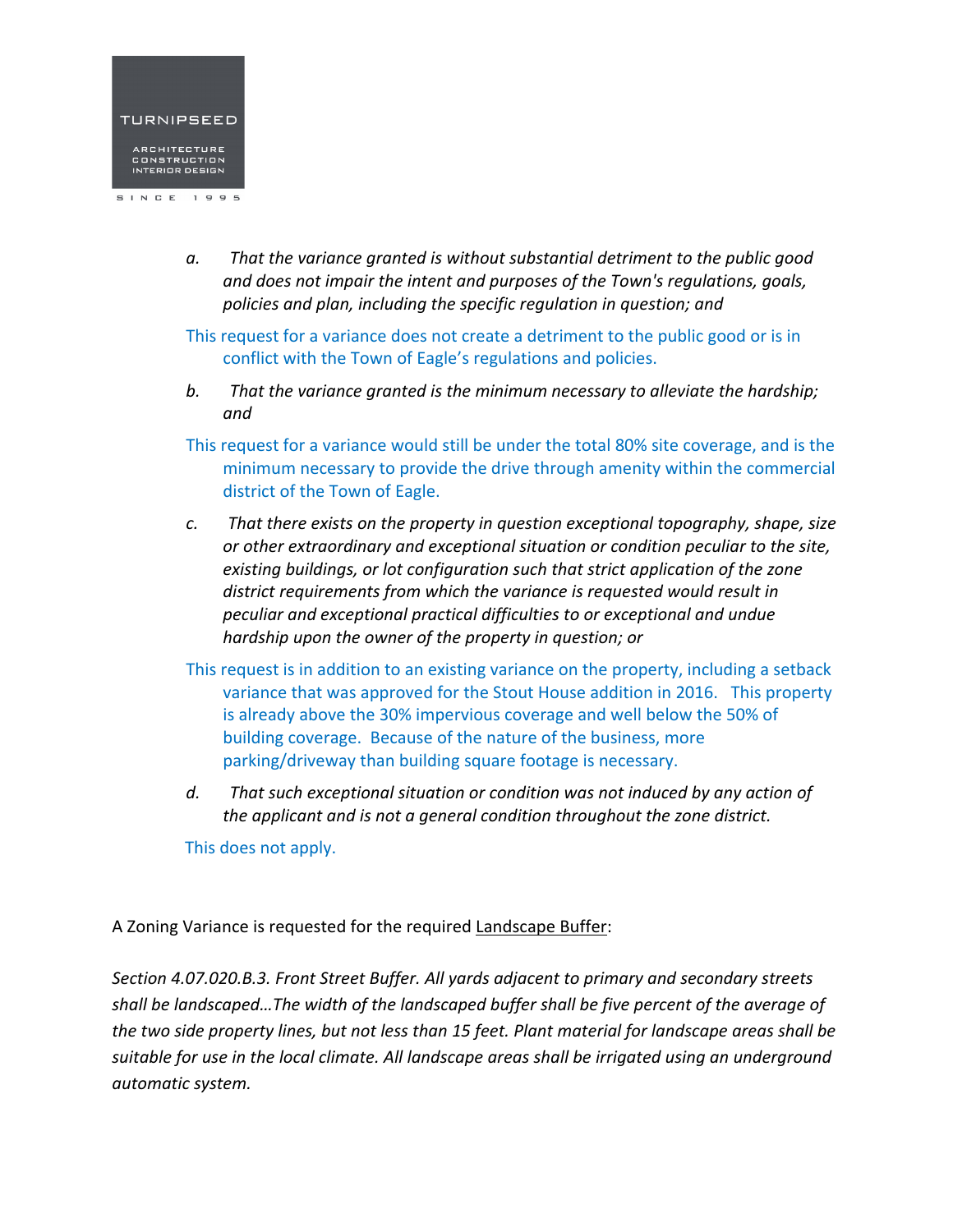*a. That the variance granted is without substantial detriment to the public good and does not impair the intent and purposes of the Town's regulations, goals, policies and plan, including the specific regulation in question; and*

This request for a variance does not create a detriment to the public good or is in conflict with the Town of Eagle's regulations and policies.

*b. That the variance granted is the minimum necessary to alleviate the hardship; and*

This request for a variance would still be under the total 80% site coverage, and is the minimum necessary to provide the drive through amenity within the commercial district of the Town of Eagle.

*c. That there exists on the property in question exceptional topography, shape, size or other extraordinary and exceptional situation or condition peculiar to the site, existing buildings, or lot configuration such that strict application of the zone district requirements from which the variance is requested would result in peculiar and exceptional practical difficulties to or exceptional and undue hardship upon the owner of the property in question; or*

This request is in addition to an existing variance on the property, including a setback variance that was approved for the Stout House addition in 2016. This property is already above the 30% impervious coverage and well below the 50% of building coverage. Because of the nature of the business, more parking/driveway than building square footage is necessary.

*d. That such exceptional situation or condition was not induced by any action of the applicant and is not a general condition throughout the zone district.*

This does not apply.

A Zoning Variance is requested for the required Landscape Buffer:

*Section 4.07.020.B.3. Front Street Buffer. All yards adjacent to primary and secondary streets shall be landscaped…The width of the landscaped buffer shall be five percent of the average of the two side property lines, but not less than 15 feet. Plant material for landscape areas shall be suitable for use in the local climate. All landscape areas shall be irrigated using an underground automatic system.*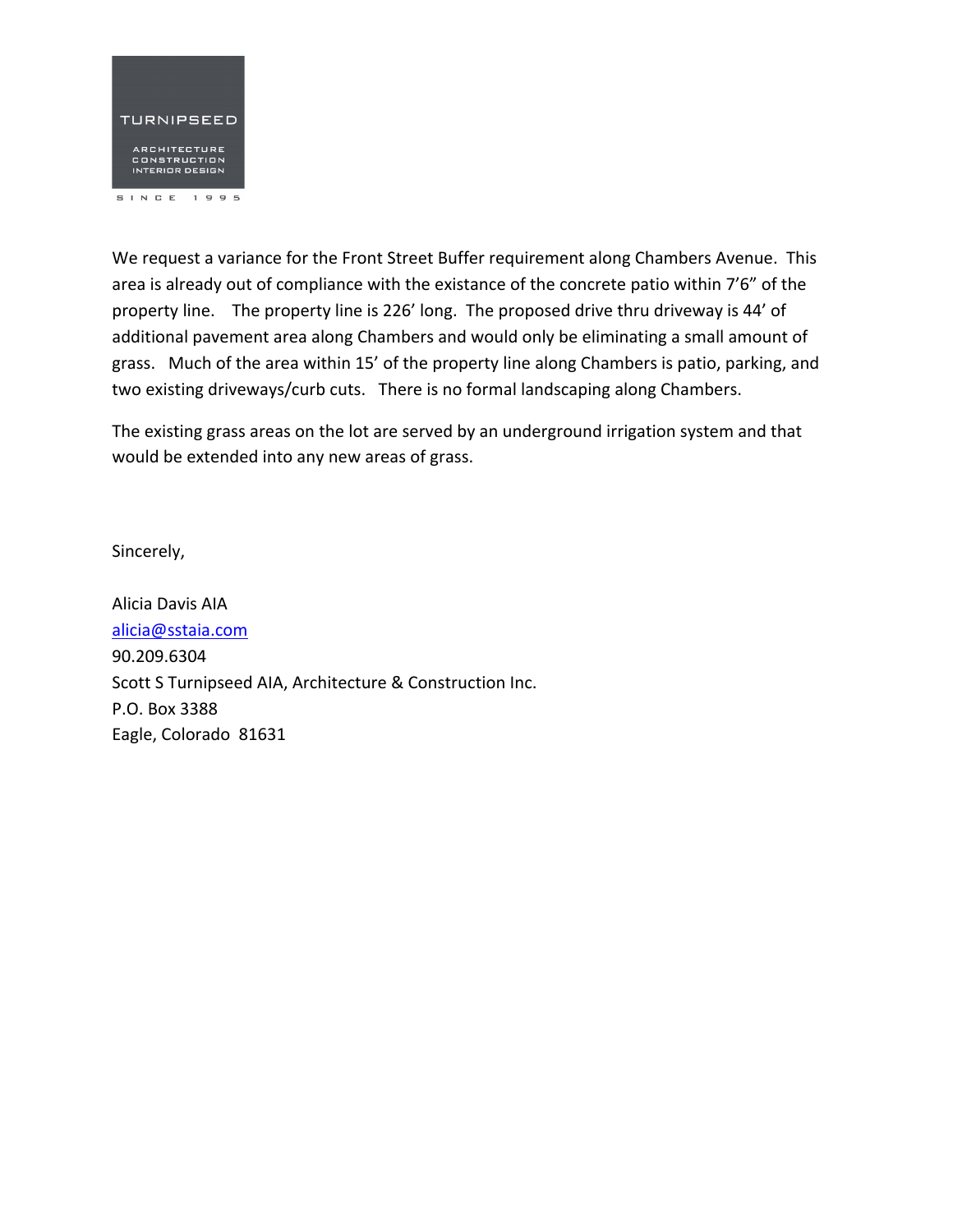TURNIPSEED

ARCHITECTURE
CONSTRUCTION
INTERIOR DESIGN

SINCE 1995

We request a variance for the Front Street Buffer requirement along Chambers Avenue. This area is already out of compliance with the existance of the concrete patio within 7'6" of the property line. The property line is 226' long. The proposed drive thru driveway is 44' of additional pavement area along Chambers and would only be eliminating a small amount of grass. Much of the area within 15' of the property line along Chambers is patio, parking, and two existing driveways/curb cuts. There is no formal landscaping along Chambers.

The existing grass areas on the lot are served by an underground irrigation system and that would be extended into any new areas of grass.

Sincerely,

Alicia Davis AIA
alicia@sstaia.com
90.209.6304
Scott S Turnipseed AIA, Architecture & Construction Inc.
P.O. Box 3388
Eagle, Colorado 81631